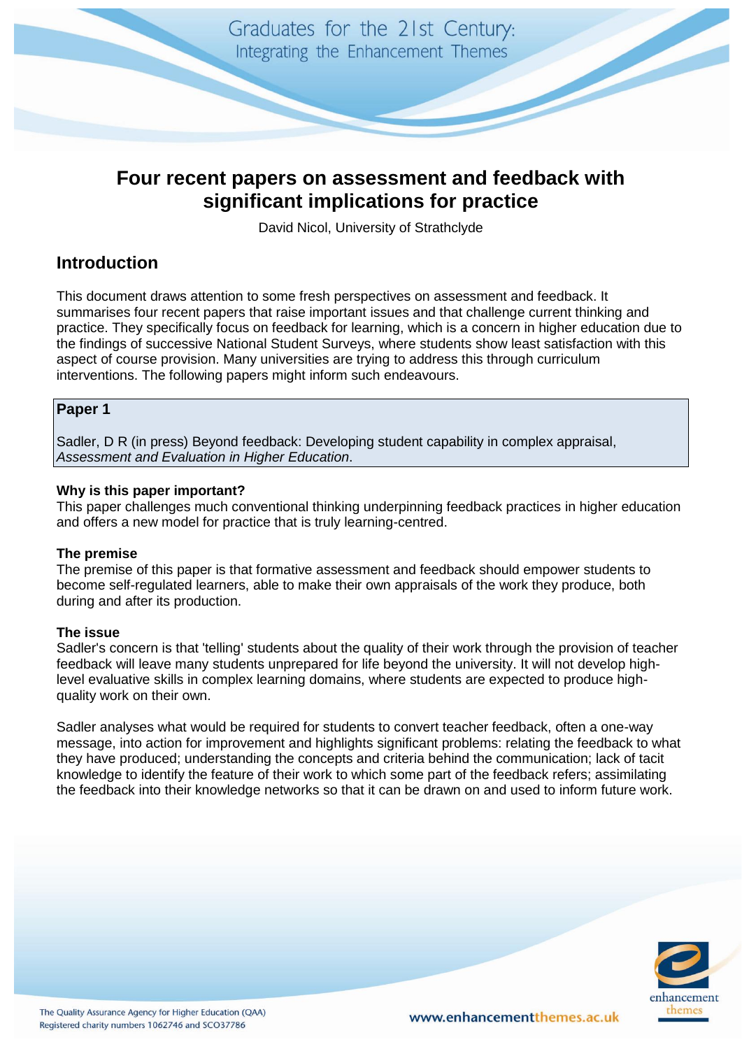# Four recent papers on assessment and feedback with significant implications for practice

David Nicol, University of Strathclyde

## Introduction

This document draws attention to some fresh perspectives on assessment and feedback. It summarises four recent papers that raise important issues and that challenge current thinking and practice. They specifically focus on feedback for learning, which is a concern in higher education due to the findings of successive National Student Surveys, where students show least satisfaction with this aspect of course provision. Many universities are trying to address this through curriculum interventions. The following papers might inform such endeavours.

### Paper 1

Sadler, D R (in press) Beyond feedback: Developing student capability in complex appraisal, *Assessment and Evaluation in Higher Education*.

**Why is this paper important?**
This paper challenges much conventional thinking underpinning feedback practices in higher education and offers a new model for practice that is truly learning-centred.

**The premise**
The premise of this paper is that formative assessment and feedback should empower students to become self-regulated learners, able to make their own appraisals of the work they produce, both during and after its production.

**The issue**
Sadler's concern is that 'telling' students about the quality of their work through the provision of teacher feedback will leave many students unprepared for life beyond the university. It will not develop high-level evaluative skills in complex learning domains, where students are expected to produce high-quality work on their own.

Sadler analyses what would be required for students to convert teacher feedback, often a one-way message, into action for improvement and highlights significant problems: relating the feedback to what they have produced; understanding the concepts and criteria behind the communication; lack of tacit knowledge to identify the feature of their work to which some part of the feedback refers; assimilating the feedback into their knowledge networks so that it can be drawn on and used to inform future work.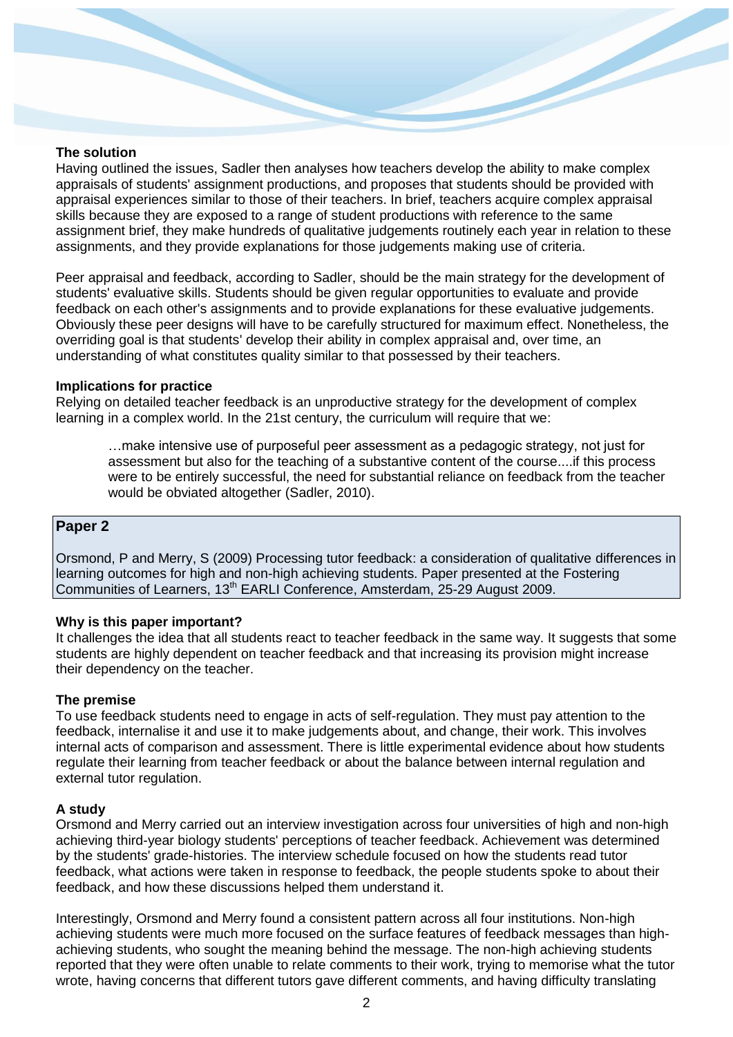#### The solution

Having outlined the issues, Sadler then analyses how teachers develop the ability to make complex appraisals of students' assignment productions, and proposes that students should be provided with appraisal experiences similar to those of their teachers. In brief, teachers acquire complex appraisal skills because they are exposed to a range of student productions with reference to the same assignment brief, they make hundreds of qualitative judgements routinely each year in relation to these assignments, and they provide explanations for those judgements making use of criteria.

Peer appraisal and feedback, according to Sadler, should be the main strategy for the development of students' evaluative skills. Students should be given regular opportunities to evaluate and provide feedback on each other's assignments and to provide explanations for these evaluative judgements. Obviously these peer designs will have to be carefully structured for maximum effect. Nonetheless, the overriding goal is that students' develop their ability in complex appraisal and, over time, an understanding of what constitutes quality similar to that possessed by their teachers.

#### Implications for practice

Relying on detailed teacher feedback is an unproductive strategy for the development of complex learning in a complex world. In the 21st century, the curriculum will require that we:

> …make intensive use of purposeful peer assessment as a pedagogic strategy, not just for assessment but also for the teaching of a substantive content of the course....if this process were to be entirely successful, the need for substantial reliance on feedback from the teacher would be obviated altogether (Sadler, 2010).

## Paper 2

Orsmond, P and Merry, S (2009) Processing tutor feedback: a consideration of qualitative differences in learning outcomes for high and non-high achieving students. Paper presented at the Fostering Communities of Learners, 13th EARLI Conference, Amsterdam, 25-29 August 2009.

#### Why is this paper important?

It challenges the idea that all students react to teacher feedback in the same way. It suggests that some students are highly dependent on teacher feedback and that increasing its provision might increase their dependency on the teacher.

#### The premise

To use feedback students need to engage in acts of self-regulation. They must pay attention to the feedback, internalise it and use it to make judgements about, and change, their work. This involves internal acts of comparison and assessment. There is little experimental evidence about how students regulate their learning from teacher feedback or about the balance between internal regulation and external tutor regulation.

#### A study

Orsmond and Merry carried out an interview investigation across four universities of high and non-high achieving third-year biology students' perceptions of teacher feedback. Achievement was determined by the students' grade-histories. The interview schedule focused on how the students read tutor feedback, what actions were taken in response to feedback, the people students spoke to about their feedback, and how these discussions helped them understand it.

Interestingly, Orsmond and Merry found a consistent pattern across all four institutions. Non-high achieving students were much more focused on the surface features of feedback messages than high-achieving students, who sought the meaning behind the message. The non-high achieving students reported that they were often unable to relate comments to their work, trying to memorise what the tutor wrote, having concerns that different tutors gave different comments, and having difficulty translating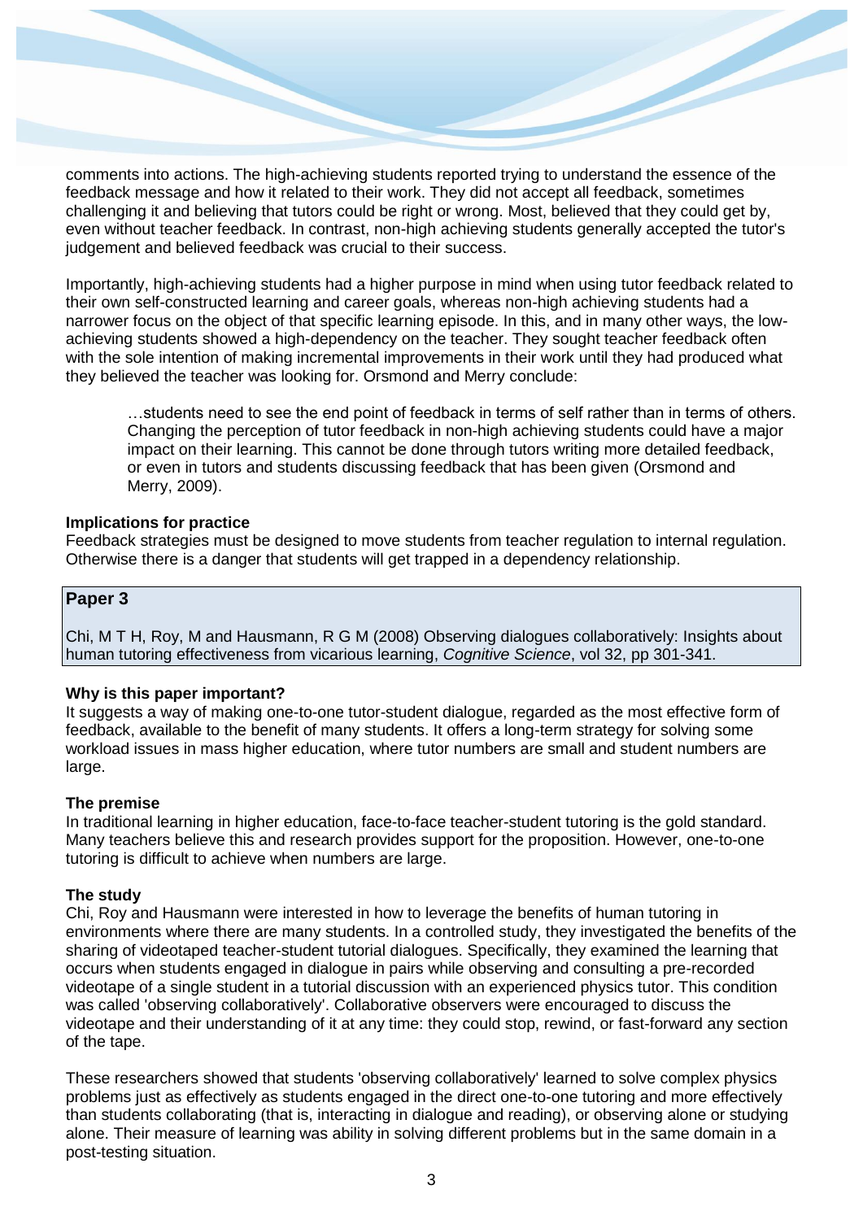comments into actions. The high-achieving students reported trying to understand the essence of the feedback message and how it related to their work. They did not accept all feedback, sometimes challenging it and believing that tutors could be right or wrong. Most, believed that they could get by, even without teacher feedback. In contrast, non-high achieving students generally accepted the tutor's judgement and believed feedback was crucial to their success.

Importantly, high-achieving students had a higher purpose in mind when using tutor feedback related to their own self-constructed learning and career goals, whereas non-high achieving students had a narrower focus on the object of that specific learning episode. In this, and in many other ways, the low-achieving students showed a high-dependency on the teacher. They sought teacher feedback often with the sole intention of making incremental improvements in their work until they had produced what they believed the teacher was looking for. Orsmond and Merry conclude:

> …students need to see the end point of feedback in terms of self rather than in terms of others. Changing the perception of tutor feedback in non-high achieving students could have a major impact on their learning. This cannot be done through tutors writing more detailed feedback, or even in tutors and students discussing feedback that has been given (Orsmond and Merry, 2009).

**Implications for practice**

Feedback strategies must be designed to move students from teacher regulation to internal regulation. Otherwise there is a danger that students will get trapped in a dependency relationship.

## Paper 3

Chi, M T H, Roy, M and Hausmann, R G M (2008) Observing dialogues collaboratively: Insights about human tutoring effectiveness from vicarious learning, *Cognitive Science*, vol 32, pp 301-341.

**Why is this paper important?**

It suggests a way of making one-to-one tutor-student dialogue, regarded as the most effective form of feedback, available to the benefit of many students. It offers a long-term strategy for solving some workload issues in mass higher education, where tutor numbers are small and student numbers are large.

**The premise**

In traditional learning in higher education, face-to-face teacher-student tutoring is the gold standard. Many teachers believe this and research provides support for the proposition. However, one-to-one tutoring is difficult to achieve when numbers are large.

**The study**

Chi, Roy and Hausmann were interested in how to leverage the benefits of human tutoring in environments where there are many students. In a controlled study, they investigated the benefits of the sharing of videotaped teacher-student tutorial dialogues. Specifically, they examined the learning that occurs when students engaged in dialogue in pairs while observing and consulting a pre-recorded videotape of a single student in a tutorial discussion with an experienced physics tutor. This condition was called 'observing collaboratively'. Collaborative observers were encouraged to discuss the videotape and their understanding of it at any time: they could stop, rewind, or fast-forward any section of the tape.

These researchers showed that students 'observing collaboratively' learned to solve complex physics problems just as effectively as students engaged in the direct one-to-one tutoring and more effectively than students collaborating (that is, interacting in dialogue and reading), or observing alone or studying alone. Their measure of learning was ability in solving different problems but in the same domain in a post-testing situation.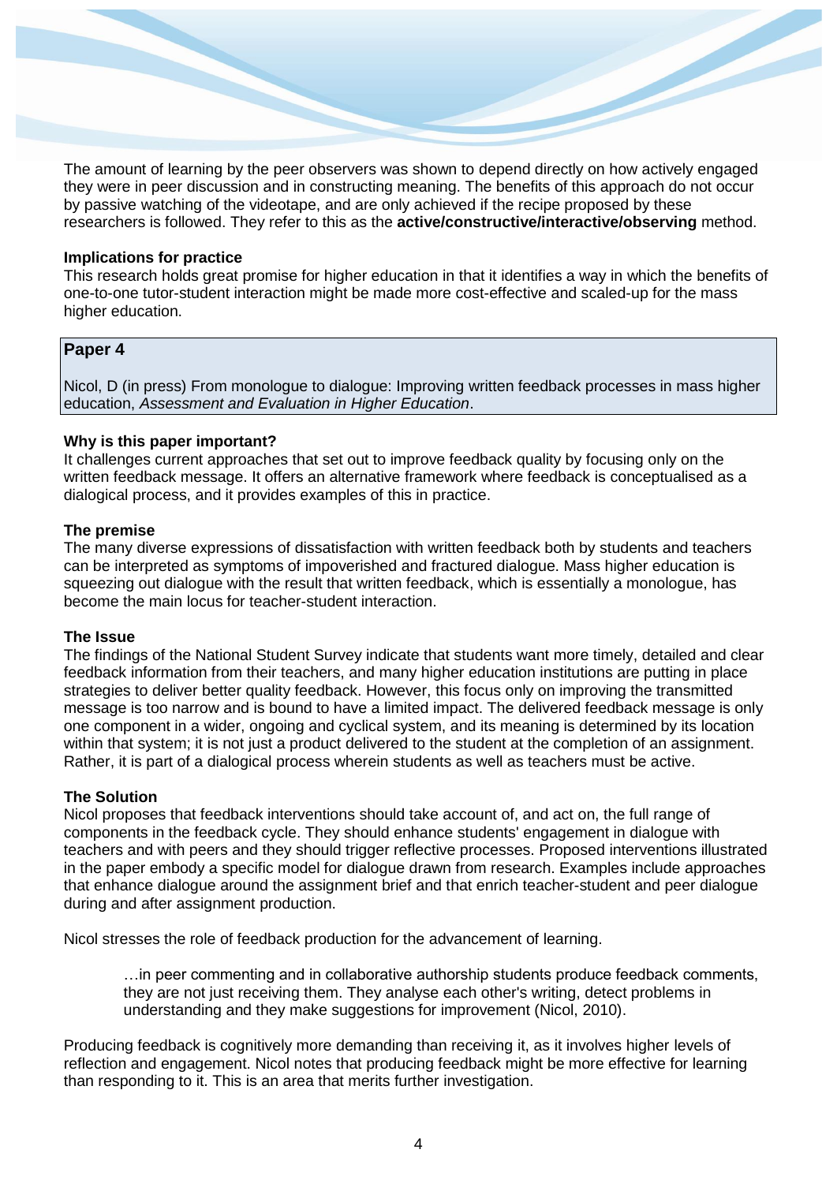The amount of learning by the peer observers was shown to depend directly on how actively engaged they were in peer discussion and in constructing meaning. The benefits of this approach do not occur by passive watching of the videotape, and are only achieved if the recipe proposed by these researchers is followed. They refer to this as the **active/constructive/interactive/observing** method.

**Implications for practice**

This research holds great promise for higher education in that it identifies a way in which the benefits of one-to-one tutor-student interaction might be made more cost-effective and scaled-up for the mass higher education.

## Paper 4

Nicol, D (in press) From monologue to dialogue: Improving written feedback processes in mass higher education, *Assessment and Evaluation in Higher Education*.

**Why is this paper important?**

It challenges current approaches that set out to improve feedback quality by focusing only on the written feedback message. It offers an alternative framework where feedback is conceptualised as a dialogical process, and it provides examples of this in practice.

**The premise**

The many diverse expressions of dissatisfaction with written feedback both by students and teachers can be interpreted as symptoms of impoverished and fractured dialogue. Mass higher education is squeezing out dialogue with the result that written feedback, which is essentially a monologue, has become the main locus for teacher-student interaction.

**The Issue**

The findings of the National Student Survey indicate that students want more timely, detailed and clear feedback information from their teachers, and many higher education institutions are putting in place strategies to deliver better quality feedback. However, this focus only on improving the transmitted message is too narrow and is bound to have a limited impact. The delivered feedback message is only one component in a wider, ongoing and cyclical system, and its meaning is determined by its location within that system; it is not just a product delivered to the student at the completion of an assignment. Rather, it is part of a dialogical process wherein students as well as teachers must be active.

**The Solution**

Nicol proposes that feedback interventions should take account of, and act on, the full range of components in the feedback cycle. They should enhance students' engagement in dialogue with teachers and with peers and they should trigger reflective processes. Proposed interventions illustrated in the paper embody a specific model for dialogue drawn from research. Examples include approaches that enhance dialogue around the assignment brief and that enrich teacher-student and peer dialogue during and after assignment production.

Nicol stresses the role of feedback production for the advancement of learning.

> …in peer commenting and in collaborative authorship students produce feedback comments, they are not just receiving them. They analyse each other's writing, detect problems in understanding and they make suggestions for improvement (Nicol, 2010).

Producing feedback is cognitively more demanding than receiving it, as it involves higher levels of reflection and engagement. Nicol notes that producing feedback might be more effective for learning than responding to it. This is an area that merits further investigation.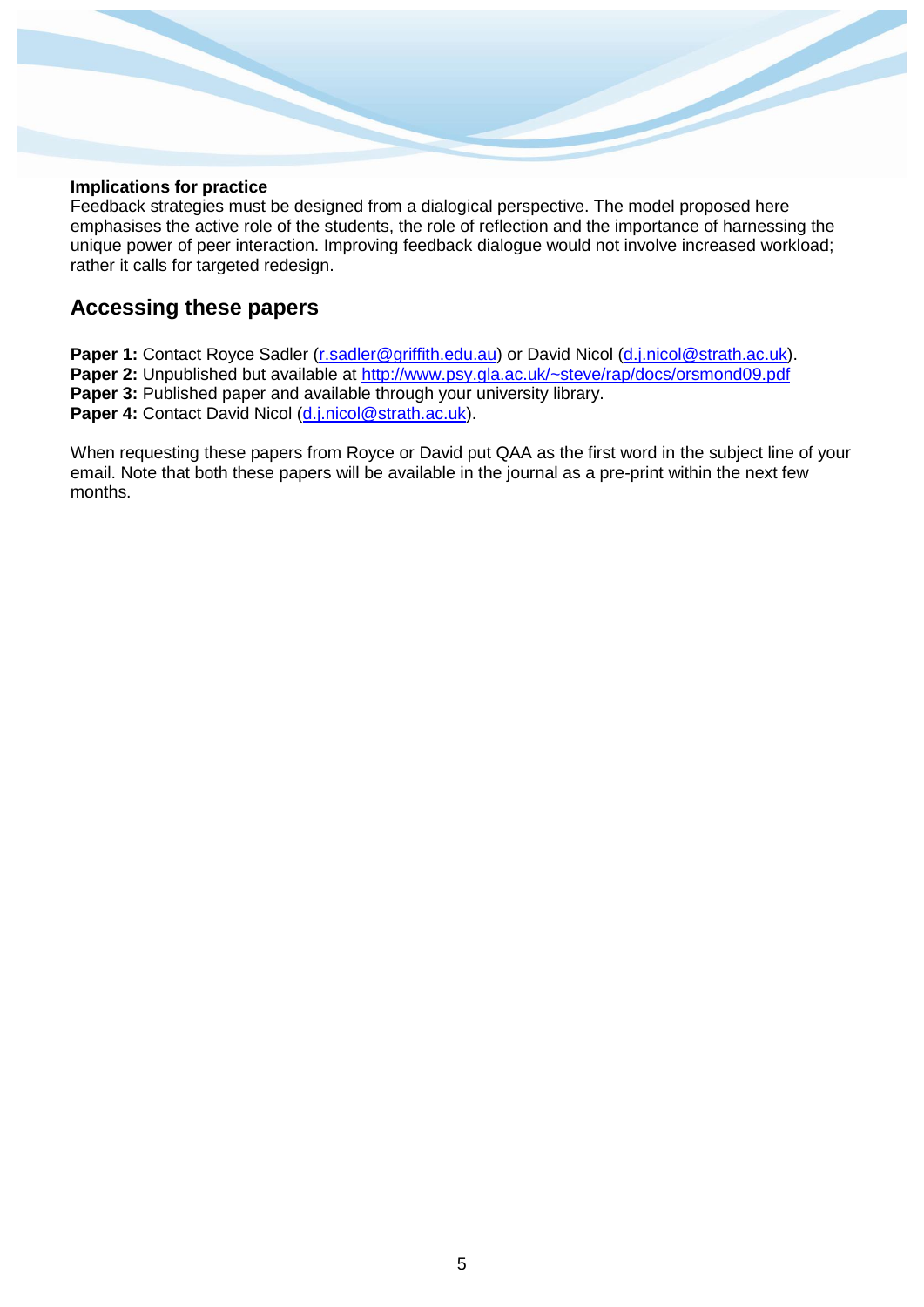**Implications for practice**
Feedback strategies must be designed from a dialogical perspective. The model proposed here emphasises the active role of the students, the role of reflection and the importance of harnessing the unique power of peer interaction. Improving feedback dialogue would not involve increased workload; rather it calls for targeted redesign.

## Accessing these papers

**Paper 1:** Contact Royce Sadler (r.sadler@griffith.edu.au) or David Nicol (d.j.nicol@strath.ac.uk).
**Paper 2:** Unpublished but available at http://www.psy.gla.ac.uk/~steve/rap/docs/orsmond09.pdf
**Paper 3:** Published paper and available through your university library.
**Paper 4:** Contact David Nicol (d.j.nicol@strath.ac.uk).

When requesting these papers from Royce or David put QAA as the first word in the subject line of your email. Note that both these papers will be available in the journal as a pre-print within the next few months.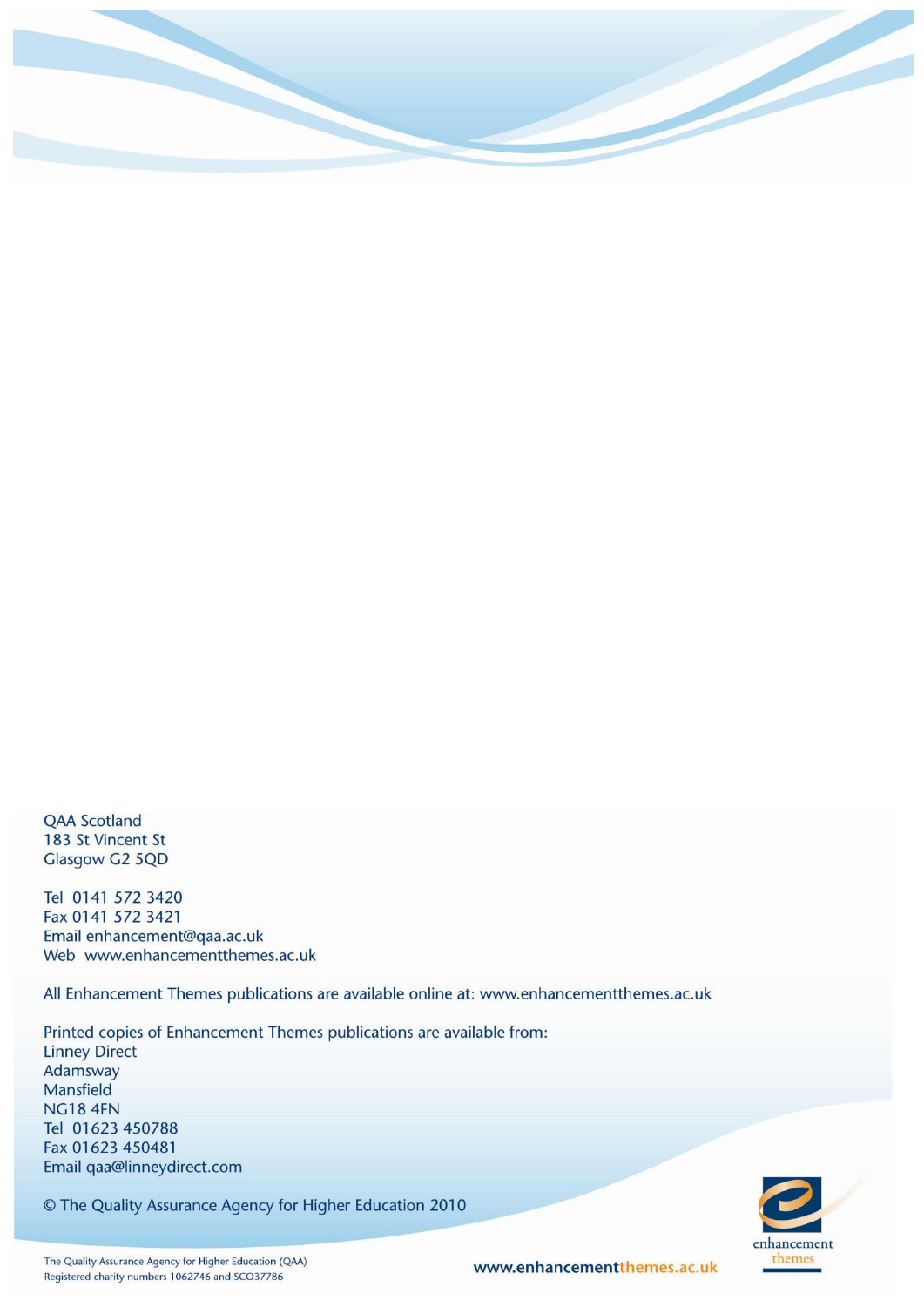QAA Scotland
183 St Vincent St
Glasgow G2 5QD

Tel 0141 572 3420
Fax 0141 572 3421
Email enhancement@qaa.ac.uk
Web www.enhancementthemes.ac.uk

All Enhancement Themes publications are available online at: www.enhancementthemes.ac.uk

Printed copies of Enhancement Themes publications are available from:
Linney Direct
Adamsway
Mansfield
NG18 4FN
Tel 01623 450788
Fax 01623 450481
Email qaa@linneydirect.com

© The Quality Assurance Agency for Higher Education 2010

The Quality Assurance Agency for Higher Education (QAA)
Registered charity numbers 1062746 and SC037786

www.enhancementthemes.ac.uk

enhancement themes